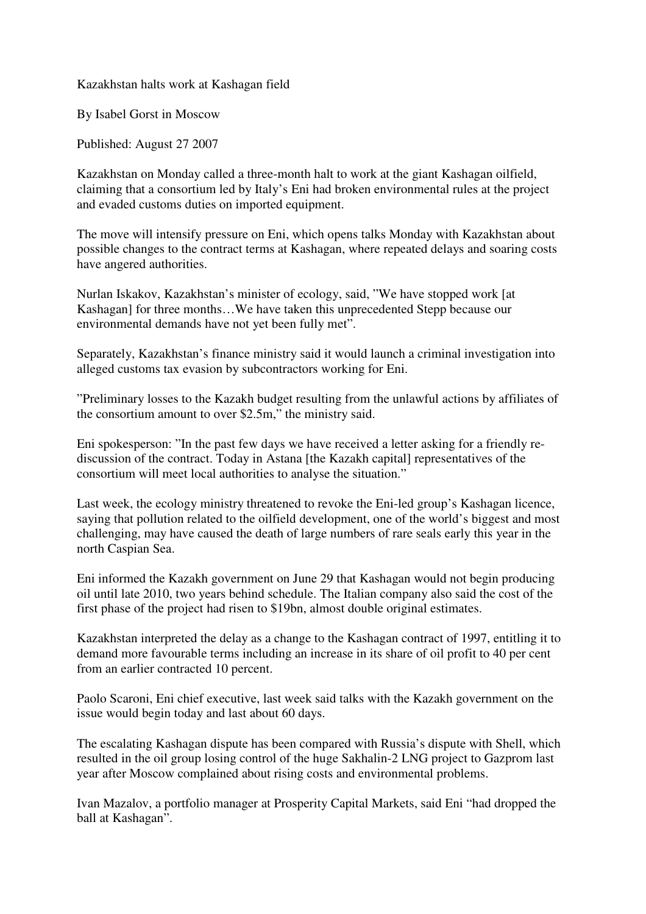# Kazakhstan halts work at Kashagan field

By Isabel Gorst in Moscow

Published: August 27 2007

Kazakhstan on Monday called a three-month halt to work at the giant Kashagan oilfield, claiming that a consortium led by Italy's Eni had broken environmental rules at the project and evaded customs duties on imported equipment.

The move will intensify pressure on Eni, which opens talks Monday with Kazakhstan about possible changes to the contract terms at Kashagan, where repeated delays and soaring costs have angered authorities.

Nurlan Iskakov, Kazakhstan's minister of ecology, said, "We have stopped work [at Kashagan] for three months…We have taken this unprecedented Stepp because our environmental demands have not yet been fully met".

Separately, Kazakhstan's finance ministry said it would launch a criminal investigation into alleged customs tax evasion by subcontractors working for Eni.

"Preliminary losses to the Kazakh budget resulting from the unlawful actions by affiliates of the consortium amount to over $2.5m," the ministry said.

Eni spokesperson: "In the past few days we have received a letter asking for a friendly re-discussion of the contract. Today in Astana [the Kazakh capital] representatives of the consortium will meet local authorities to analyse the situation."

Last week, the ecology ministry threatened to revoke the Eni-led group's Kashagan licence, saying that pollution related to the oilfield development, one of the world's biggest and most challenging, may have caused the death of large numbers of rare seals early this year in the north Caspian Sea.

Eni informed the Kazakh government on June 29 that Kashagan would not begin producing oil until late 2010, two years behind schedule. The Italian company also said the cost of the first phase of the project had risen to $19bn, almost double original estimates.

Kazakhstan interpreted the delay as a change to the Kashagan contract of 1997, entitling it to demand more favourable terms including an increase in its share of oil profit to 40 per cent from an earlier contracted 10 percent.

Paolo Scaroni, Eni chief executive, last week said talks with the Kazakh government on the issue would begin today and last about 60 days.

The escalating Kashagan dispute has been compared with Russia's dispute with Shell, which resulted in the oil group losing control of the huge Sakhalin-2 LNG project to Gazprom last year after Moscow complained about rising costs and environmental problems.

Ivan Mazalov, a portfolio manager at Prosperity Capital Markets, said Eni "had dropped the ball at Kashagan".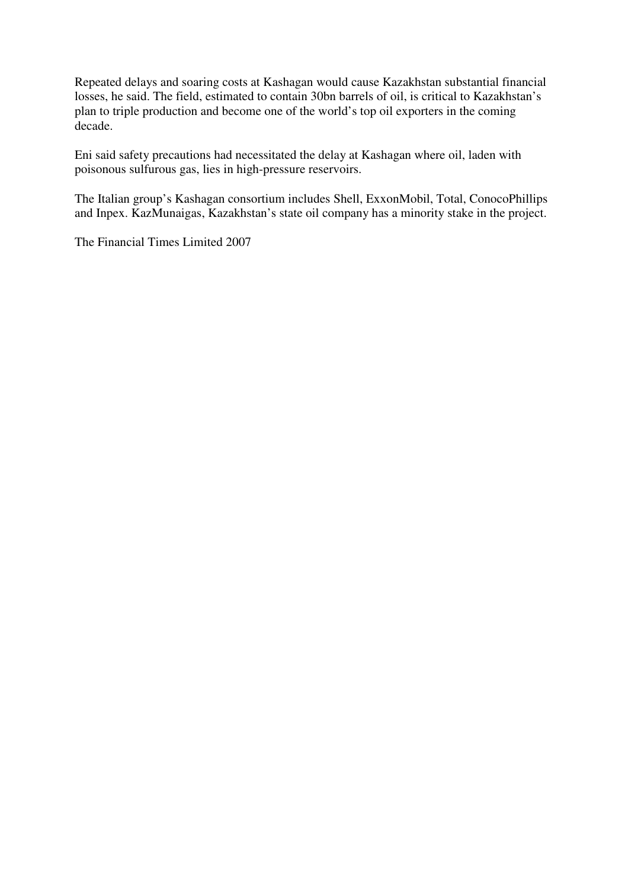Repeated delays and soaring costs at Kashagan would cause Kazakhstan substantial financial losses, he said. The field, estimated to contain 30bn barrels of oil, is critical to Kazakhstan's plan to triple production and become one of the world's top oil exporters in the coming decade.

Eni said safety precautions had necessitated the delay at Kashagan where oil, laden with poisonous sulfurous gas, lies in high-pressure reservoirs.

The Italian group's Kashagan consortium includes Shell, ExxonMobil, Total, ConocoPhillips and Inpex. KazMunaigas, Kazakhstan's state oil company has a minority stake in the project.

The Financial Times Limited 2007